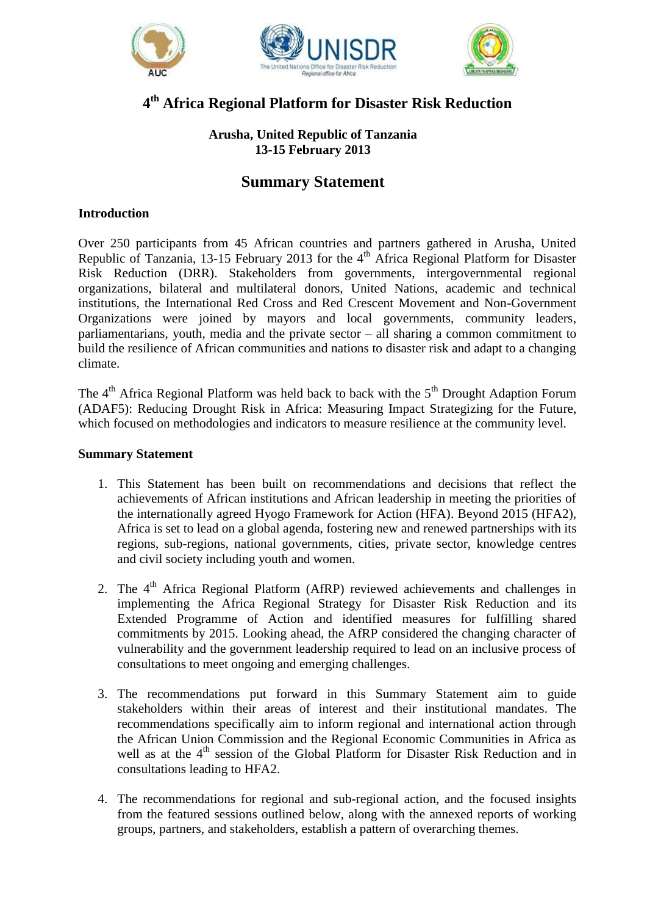# 4th Africa Regional Platform for Disaster Risk Reduction

**Arusha, United Republic of Tanzania**
**13-15 February 2013**

## Summary Statement

### Introduction

Over 250 participants from 45 African countries and partners gathered in Arusha, United Republic of Tanzania, 13-15 February 2013 for the 4th Africa Regional Platform for Disaster Risk Reduction (DRR). Stakeholders from governments, intergovernmental regional organizations, bilateral and multilateral donors, United Nations, academic and technical institutions, the International Red Cross and Red Crescent Movement and Non-Government Organizations were joined by mayors and local governments, community leaders, parliamentarians, youth, media and the private sector – all sharing a common commitment to build the resilience of African communities and nations to disaster risk and adapt to a changing climate.

The 4th Africa Regional Platform was held back to back with the 5th Drought Adaption Forum (ADAF5): Reducing Drought Risk in Africa: Measuring Impact Strategizing for the Future, which focused on methodologies and indicators to measure resilience at the community level.

### Summary Statement

1. This Statement has been built on recommendations and decisions that reflect the achievements of African institutions and African leadership in meeting the priorities of the internationally agreed Hyogo Framework for Action (HFA). Beyond 2015 (HFA2), Africa is set to lead on a global agenda, fostering new and renewed partnerships with its regions, sub-regions, national governments, cities, private sector, knowledge centres and civil society including youth and women.

2. The 4th Africa Regional Platform (AfRP) reviewed achievements and challenges in implementing the Africa Regional Strategy for Disaster Risk Reduction and its Extended Programme of Action and identified measures for fulfilling shared commitments by 2015. Looking ahead, the AfRP considered the changing character of vulnerability and the government leadership required to lead on an inclusive process of consultations to meet ongoing and emerging challenges.

3. The recommendations put forward in this Summary Statement aim to guide stakeholders within their areas of interest and their institutional mandates. The recommendations specifically aim to inform regional and international action through the African Union Commission and the Regional Economic Communities in Africa as well as at the 4th session of the Global Platform for Disaster Risk Reduction and in consultations leading to HFA2.

4. The recommendations for regional and sub-regional action, and the focused insights from the featured sessions outlined below, along with the annexed reports of working groups, partners, and stakeholders, establish a pattern of overarching themes.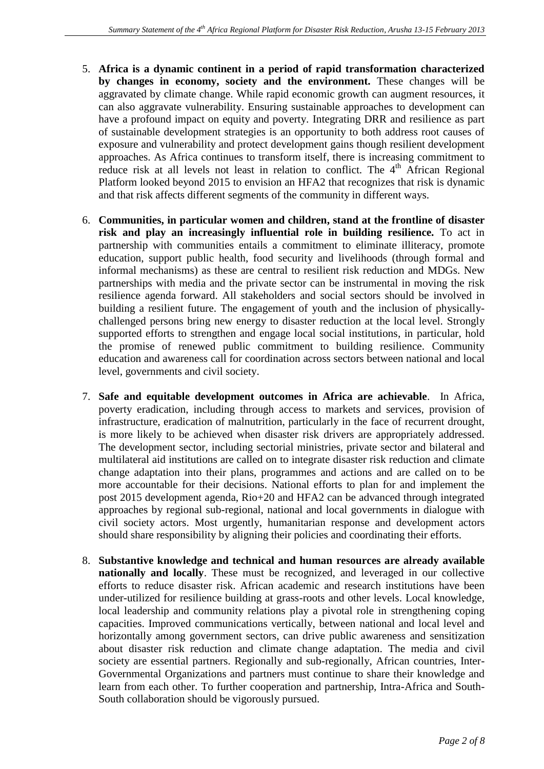5. **Africa is a dynamic continent in a period of rapid transformation characterized by changes in economy, society and the environment.** These changes will be aggravated by climate change. While rapid economic growth can augment resources, it can also aggravate vulnerability. Ensuring sustainable approaches to development can have a profound impact on equity and poverty. Integrating DRR and resilience as part of sustainable development strategies is an opportunity to both address root causes of exposure and vulnerability and protect development gains though resilient development approaches. As Africa continues to transform itself, there is increasing commitment to reduce risk at all levels not least in relation to conflict. The 4th African Regional Platform looked beyond 2015 to envision an HFA2 that recognizes that risk is dynamic and that risk affects different segments of the community in different ways.

6. **Communities, in particular women and children, stand at the frontline of disaster risk and play an increasingly influential role in building resilience.** To act in partnership with communities entails a commitment to eliminate illiteracy, promote education, support public health, food security and livelihoods (through formal and informal mechanisms) as these are central to resilient risk reduction and MDGs. New partnerships with media and the private sector can be instrumental in moving the risk resilience agenda forward. All stakeholders and social sectors should be involved in building a resilient future. The engagement of youth and the inclusion of physically-challenged persons bring new energy to disaster reduction at the local level. Strongly supported efforts to strengthen and engage local social institutions, in particular, hold the promise of renewed public commitment to building resilience. Community education and awareness call for coordination across sectors between national and local level, governments and civil society.

7. **Safe and equitable development outcomes in Africa are achievable**. In Africa, poverty eradication, including through access to markets and services, provision of infrastructure, eradication of malnutrition, particularly in the face of recurrent drought, is more likely to be achieved when disaster risk drivers are appropriately addressed. The development sector, including sectorial ministries, private sector and bilateral and multilateral aid institutions are called on to integrate disaster risk reduction and climate change adaptation into their plans, programmes and actions and are called on to be more accountable for their decisions. National efforts to plan for and implement the post 2015 development agenda, Rio+20 and HFA2 can be advanced through integrated approaches by regional sub-regional, national and local governments in dialogue with civil society actors. Most urgently, humanitarian response and development actors should share responsibility by aligning their policies and coordinating their efforts.

8. **Substantive knowledge and technical and human resources are already available nationally and locally**. These must be recognized, and leveraged in our collective efforts to reduce disaster risk. African academic and research institutions have been under-utilized for resilience building at grass-roots and other levels. Local knowledge, local leadership and community relations play a pivotal role in strengthening coping capacities. Improved communications vertically, between national and local level and horizontally among government sectors, can drive public awareness and sensitization about disaster risk reduction and climate change adaptation. The media and civil society are essential partners. Regionally and sub-regionally, African countries, Inter-Governmental Organizations and partners must continue to share their knowledge and learn from each other. To further cooperation and partnership, Intra-Africa and South-South collaboration should be vigorously pursued.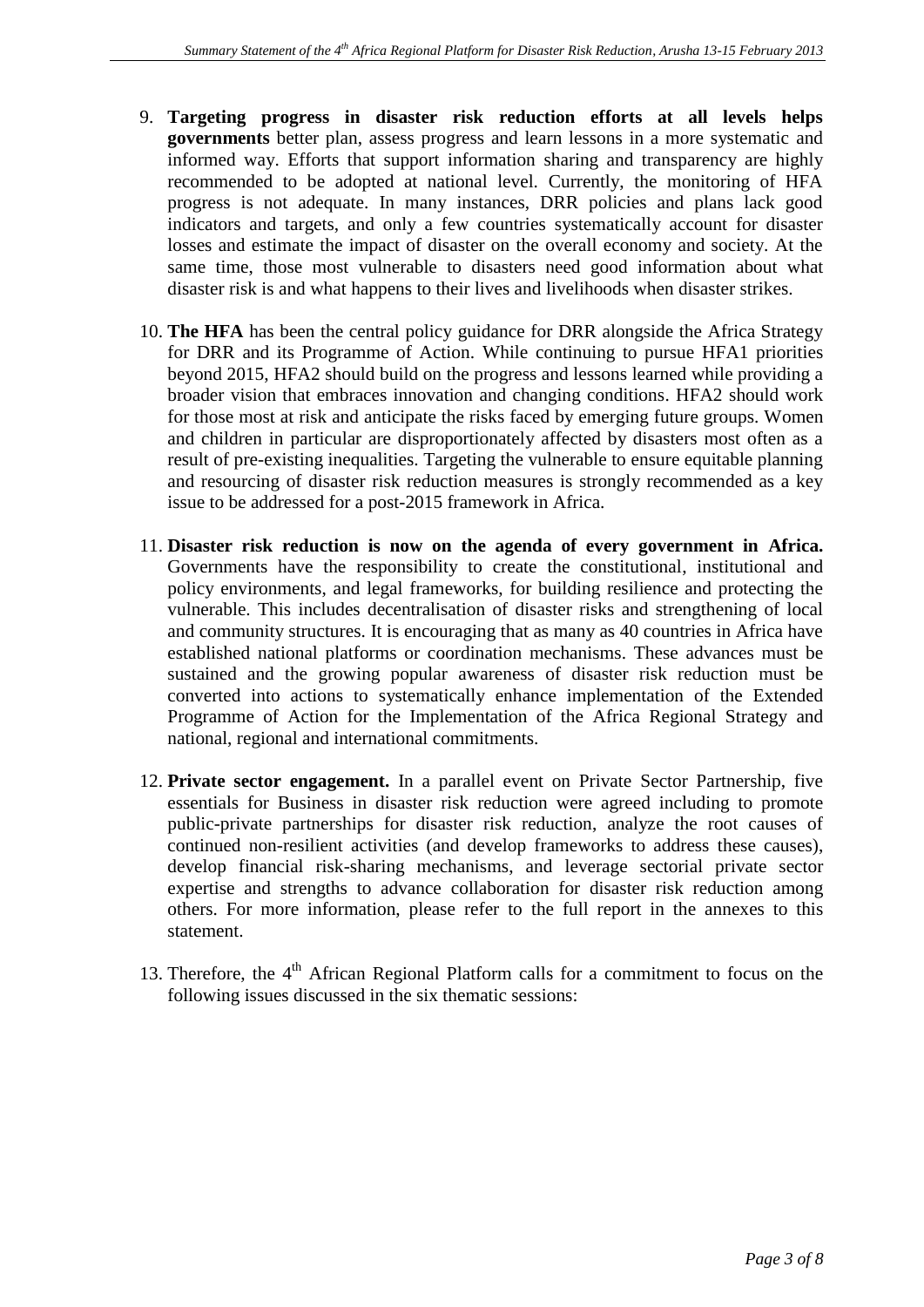9. **Targeting progress in disaster risk reduction efforts at all levels helps governments** better plan, assess progress and learn lessons in a more systematic and informed way. Efforts that support information sharing and transparency are highly recommended to be adopted at national level. Currently, the monitoring of HFA progress is not adequate. In many instances, DRR policies and plans lack good indicators and targets, and only a few countries systematically account for disaster losses and estimate the impact of disaster on the overall economy and society. At the same time, those most vulnerable to disasters need good information about what disaster risk is and what happens to their lives and livelihoods when disaster strikes.

10. **The HFA** has been the central policy guidance for DRR alongside the Africa Strategy for DRR and its Programme of Action. While continuing to pursue HFA1 priorities beyond 2015, HFA2 should build on the progress and lessons learned while providing a broader vision that embraces innovation and changing conditions. HFA2 should work for those most at risk and anticipate the risks faced by emerging future groups. Women and children in particular are disproportionately affected by disasters most often as a result of pre-existing inequalities. Targeting the vulnerable to ensure equitable planning and resourcing of disaster risk reduction measures is strongly recommended as a key issue to be addressed for a post-2015 framework in Africa.

11. **Disaster risk reduction is now on the agenda of every government in Africa.** Governments have the responsibility to create the constitutional, institutional and policy environments, and legal frameworks, for building resilience and protecting the vulnerable. This includes decentralisation of disaster risks and strengthening of local and community structures. It is encouraging that as many as 40 countries in Africa have established national platforms or coordination mechanisms. These advances must be sustained and the growing popular awareness of disaster risk reduction must be converted into actions to systematically enhance implementation of the Extended Programme of Action for the Implementation of the Africa Regional Strategy and national, regional and international commitments.

12. **Private sector engagement.** In a parallel event on Private Sector Partnership, five essentials for Business in disaster risk reduction were agreed including to promote public-private partnerships for disaster risk reduction, analyze the root causes of continued non-resilient activities (and develop frameworks to address these causes), develop financial risk-sharing mechanisms, and leverage sectorial private sector expertise and strengths to advance collaboration for disaster risk reduction among others. For more information, please refer to the full report in the annexes to this statement.

13. Therefore, the 4th African Regional Platform calls for a commitment to focus on the following issues discussed in the six thematic sessions: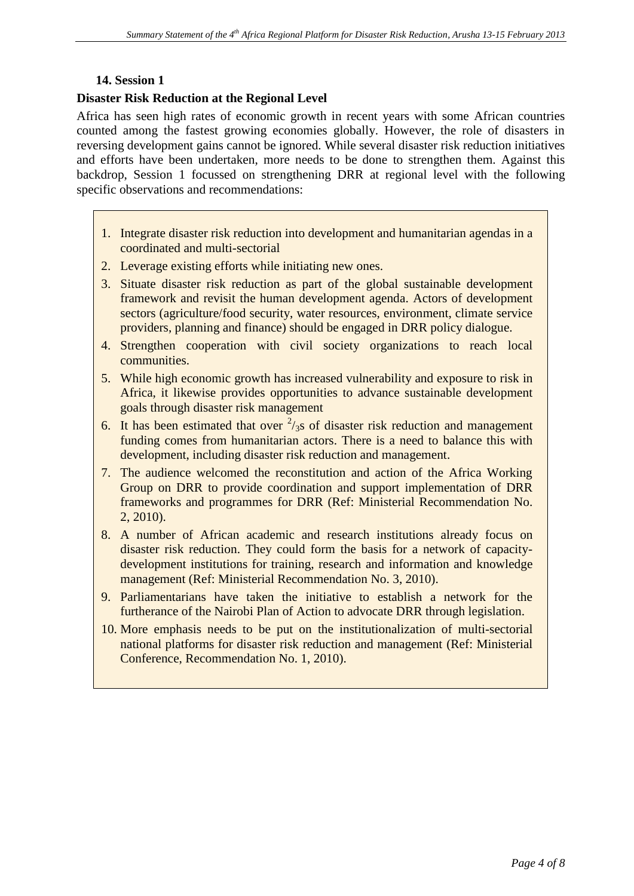**14. Session 1**

**Disaster Risk Reduction at the Regional Level**

Africa has seen high rates of economic growth in recent years with some African countries counted among the fastest growing economies globally. However, the role of disasters in reversing development gains cannot be ignored. While several disaster risk reduction initiatives and efforts have been undertaken, more needs to be done to strengthen them. Against this backdrop, Session 1 focussed on strengthening DRR at regional level with the following specific observations and recommendations:

1. Integrate disaster risk reduction into development and humanitarian agendas in a coordinated and multi-sectorial
2. Leverage existing efforts while initiating new ones.
3. Situate disaster risk reduction as part of the global sustainable development framework and revisit the human development agenda. Actors of development sectors (agriculture/food security, water resources, environment, climate service providers, planning and finance) should be engaged in DRR policy dialogue.
4. Strengthen cooperation with civil society organizations to reach local communities.
5. While high economic growth has increased vulnerability and exposure to risk in Africa, it likewise provides opportunities to advance sustainable development goals through disaster risk management
6. It has been estimated that over $^2/_3$s of disaster risk reduction and management funding comes from humanitarian actors. There is a need to balance this with development, including disaster risk reduction and management.
7. The audience welcomed the reconstitution and action of the Africa Working Group on DRR to provide coordination and support implementation of DRR frameworks and programmes for DRR (Ref: Ministerial Recommendation No. 2, 2010).
8. A number of African academic and research institutions already focus on disaster risk reduction. They could form the basis for a network of capacity-development institutions for training, research and information and knowledge management (Ref: Ministerial Recommendation No. 3, 2010).
9. Parliamentarians have taken the initiative to establish a network for the furtherance of the Nairobi Plan of Action to advocate DRR through legislation.
10. More emphasis needs to be put on the institutionalization of multi-sectorial national platforms for disaster risk reduction and management (Ref: Ministerial Conference, Recommendation No. 1, 2010).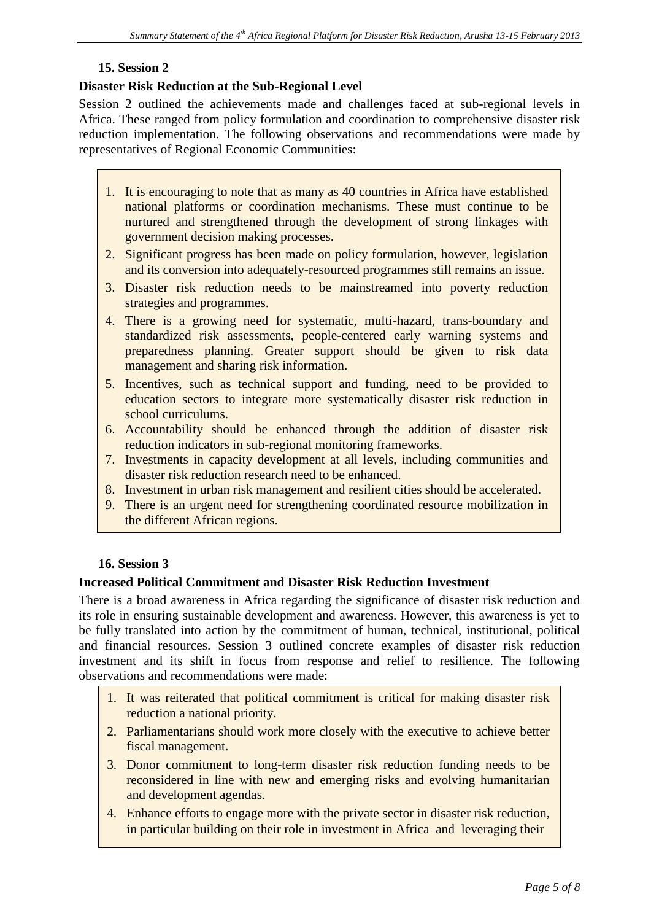### 15. Session 2

**Disaster Risk Reduction at the Sub-Regional Level**

Session 2 outlined the achievements made and challenges faced at sub-regional levels in Africa. These ranged from policy formulation and coordination to comprehensive disaster risk reduction implementation. The following observations and recommendations were made by representatives of Regional Economic Communities:

1. It is encouraging to note that as many as 40 countries in Africa have established national platforms or coordination mechanisms. These must continue to be nurtured and strengthened through the development of strong linkages with government decision making processes.
2. Significant progress has been made on policy formulation, however, legislation and its conversion into adequately-resourced programmes still remains an issue.
3. Disaster risk reduction needs to be mainstreamed into poverty reduction strategies and programmes.
4. There is a growing need for systematic, multi-hazard, trans-boundary and standardized risk assessments, people-centered early warning systems and preparedness planning. Greater support should be given to risk data management and sharing risk information.
5. Incentives, such as technical support and funding, need to be provided to education sectors to integrate more systematically disaster risk reduction in school curriculums.
6. Accountability should be enhanced through the addition of disaster risk reduction indicators in sub-regional monitoring frameworks.
7. Investments in capacity development at all levels, including communities and disaster risk reduction research need to be enhanced.
8. Investment in urban risk management and resilient cities should be accelerated.
9. There is an urgent need for strengthening coordinated resource mobilization in the different African regions.

### 16. Session 3

**Increased Political Commitment and Disaster Risk Reduction Investment**

There is a broad awareness in Africa regarding the significance of disaster risk reduction and its role in ensuring sustainable development and awareness. However, this awareness is yet to be fully translated into action by the commitment of human, technical, institutional, political and financial resources. Session 3 outlined concrete examples of disaster risk reduction investment and its shift in focus from response and relief to resilience. The following observations and recommendations were made:

1. It was reiterated that political commitment is critical for making disaster risk reduction a national priority.
2. Parliamentarians should work more closely with the executive to achieve better fiscal management.
3. Donor commitment to long-term disaster risk reduction funding needs to be reconsidered in line with new and emerging risks and evolving humanitarian and development agendas.
4. Enhance efforts to engage more with the private sector in disaster risk reduction, in particular building on their role in investment in Africa and leveraging their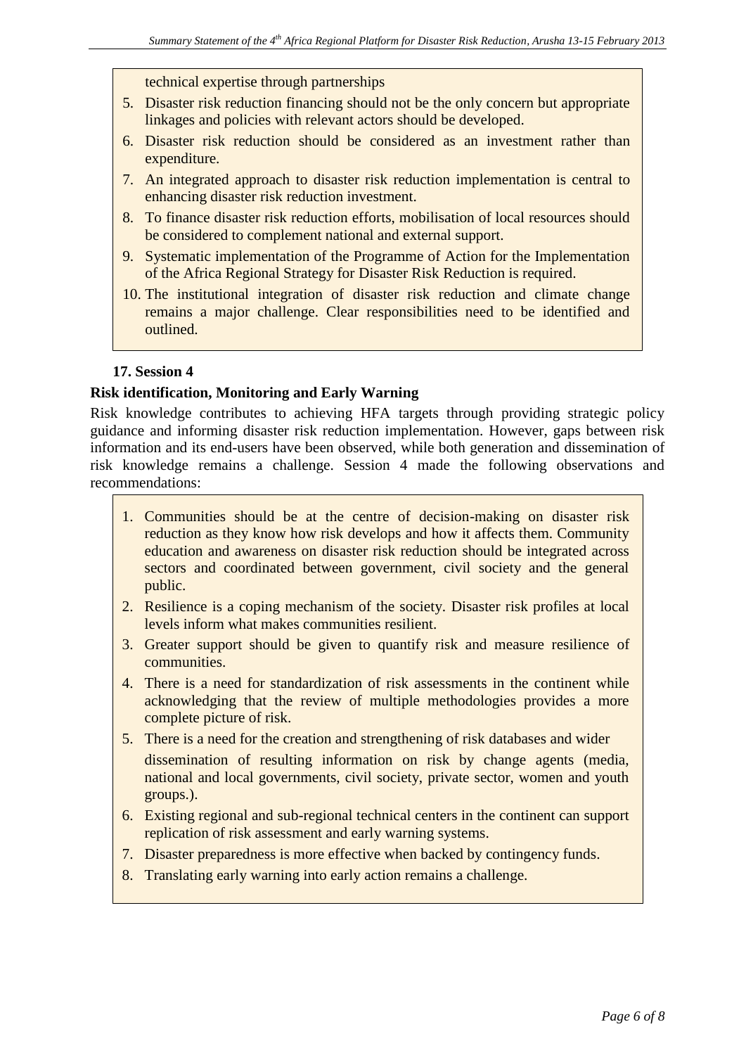technical expertise through partnerships

5. Disaster risk reduction financing should not be the only concern but appropriate linkages and policies with relevant actors should be developed.
6. Disaster risk reduction should be considered as an investment rather than expenditure.
7. An integrated approach to disaster risk reduction implementation is central to enhancing disaster risk reduction investment.
8. To finance disaster risk reduction efforts, mobilisation of local resources should be considered to complement national and external support.
9. Systematic implementation of the Programme of Action for the Implementation of the Africa Regional Strategy for Disaster Risk Reduction is required.
10. The institutional integration of disaster risk reduction and climate change remains a major challenge. Clear responsibilities need to be identified and outlined.

**17. Session 4**

**Risk identification, Monitoring and Early Warning**

Risk knowledge contributes to achieving HFA targets through providing strategic policy guidance and informing disaster risk reduction implementation. However, gaps between risk information and its end-users have been observed, while both generation and dissemination of risk knowledge remains a challenge. Session 4 made the following observations and recommendations:

1. Communities should be at the centre of decision-making on disaster risk reduction as they know how risk develops and how it affects them. Community education and awareness on disaster risk reduction should be integrated across sectors and coordinated between government, civil society and the general public.
2. Resilience is a coping mechanism of the society. Disaster risk profiles at local levels inform what makes communities resilient.
3. Greater support should be given to quantify risk and measure resilience of communities.
4. There is a need for standardization of risk assessments in the continent while acknowledging that the review of multiple methodologies provides a more complete picture of risk.
5. There is a need for the creation and strengthening of risk databases and wider dissemination of resulting information on risk by change agents (media, national and local governments, civil society, private sector, women and youth groups.).
6. Existing regional and sub-regional technical centers in the continent can support replication of risk assessment and early warning systems.
7. Disaster preparedness is more effective when backed by contingency funds.
8. Translating early warning into early action remains a challenge.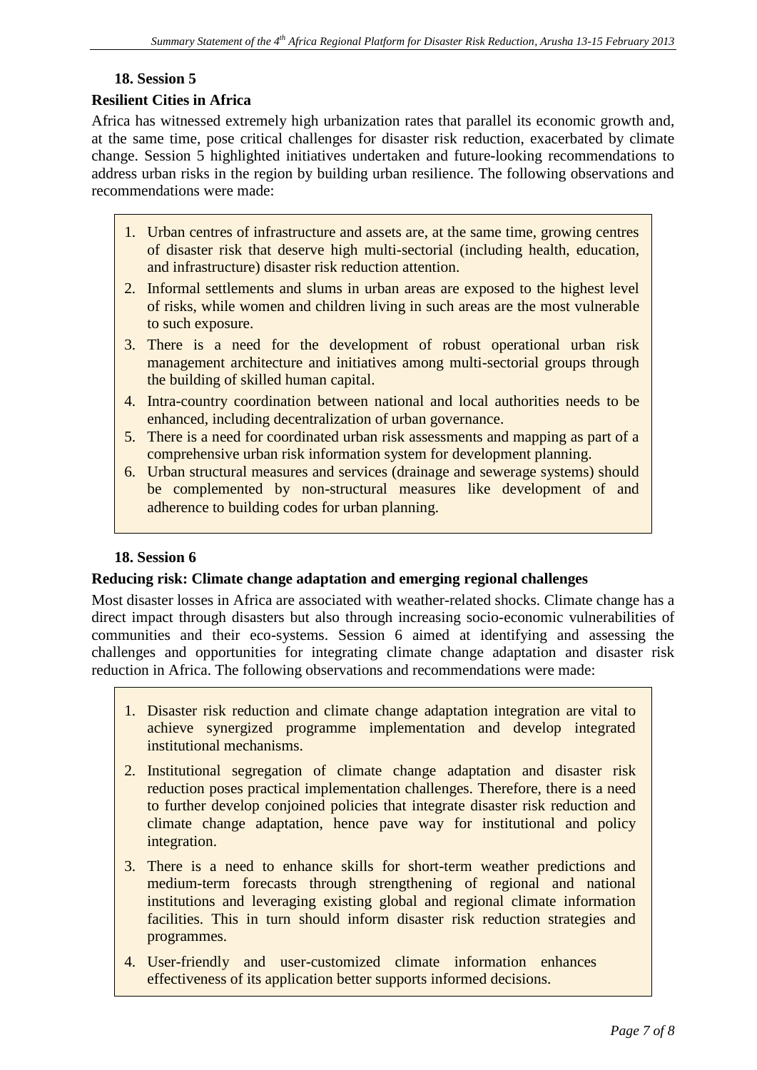### 18. Session 5

**Resilient Cities in Africa**

Africa has witnessed extremely high urbanization rates that parallel its economic growth and, at the same time, pose critical challenges for disaster risk reduction, exacerbated by climate change. Session 5 highlighted initiatives undertaken and future-looking recommendations to address urban risks in the region by building urban resilience. The following observations and recommendations were made:

1. Urban centres of infrastructure and assets are, at the same time, growing centres of disaster risk that deserve high multi-sectorial (including health, education, and infrastructure) disaster risk reduction attention.
2. Informal settlements and slums in urban areas are exposed to the highest level of risks, while women and children living in such areas are the most vulnerable to such exposure.
3. There is a need for the development of robust operational urban risk management architecture and initiatives among multi-sectorial groups through the building of skilled human capital.
4. Intra-country coordination between national and local authorities needs to be enhanced, including decentralization of urban governance.
5. There is a need for coordinated urban risk assessments and mapping as part of a comprehensive urban risk information system for development planning.
6. Urban structural measures and services (drainage and sewerage systems) should be complemented by non-structural measures like development of and adherence to building codes for urban planning.

### 18. Session 6

**Reducing risk: Climate change adaptation and emerging regional challenges**

Most disaster losses in Africa are associated with weather-related shocks. Climate change has a direct impact through disasters but also through increasing socio-economic vulnerabilities of communities and their eco-systems. Session 6 aimed at identifying and assessing the challenges and opportunities for integrating climate change adaptation and disaster risk reduction in Africa. The following observations and recommendations were made:

1. Disaster risk reduction and climate change adaptation integration are vital to achieve synergized programme implementation and develop integrated institutional mechanisms.
2. Institutional segregation of climate change adaptation and disaster risk reduction poses practical implementation challenges. Therefore, there is a need to further develop conjoined policies that integrate disaster risk reduction and climate change adaptation, hence pave way for institutional and policy integration.
3. There is a need to enhance skills for short-term weather predictions and medium-term forecasts through strengthening of regional and national institutions and leveraging existing global and regional climate information facilities. This in turn should inform disaster risk reduction strategies and programmes.
4. User-friendly and user-customized climate information enhances effectiveness of its application better supports informed decisions.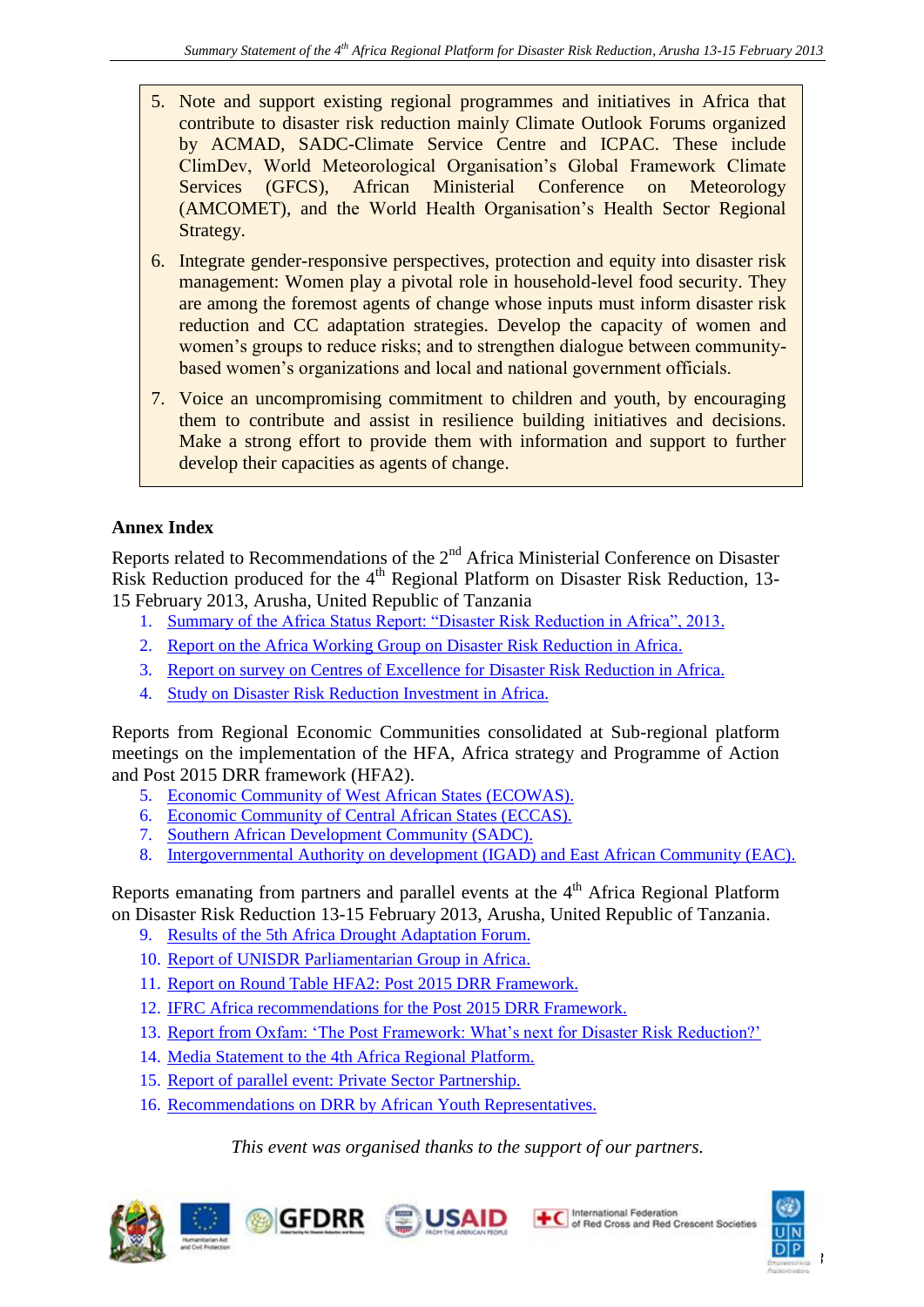5. Note and support existing regional programmes and initiatives in Africa that contribute to disaster risk reduction mainly Climate Outlook Forums organized by ACMAD, SADC-Climate Service Centre and ICPAC. These include ClimDev, World Meteorological Organisation's Global Framework Climate Services (GFCS), African Ministerial Conference on Meteorology (AMCOMET), and the World Health Organisation's Health Sector Regional Strategy.

6. Integrate gender-responsive perspectives, protection and equity into disaster risk management: Women play a pivotal role in household-level food security. They are among the foremost agents of change whose inputs must inform disaster risk reduction and CC adaptation strategies. Develop the capacity of women and women's groups to reduce risks; and to strengthen dialogue between community-based women's organizations and local and national government officials.

7. Voice an uncompromising commitment to children and youth, by encouraging them to contribute and assist in resilience building initiatives and decisions. Make a strong effort to provide them with information and support to further develop their capacities as agents of change.

**Annex Index**

Reports related to Recommendations of the 2nd Africa Ministerial Conference on Disaster Risk Reduction produced for the 4th Regional Platform on Disaster Risk Reduction, 13-15 February 2013, Arusha, United Republic of Tanzania

1. Summary of the Africa Status Report: "Disaster Risk Reduction in Africa", 2013.
2. Report on the Africa Working Group on Disaster Risk Reduction in Africa.
3. Report on survey on Centres of Excellence for Disaster Risk Reduction in Africa.
4. Study on Disaster Risk Reduction Investment in Africa.

Reports from Regional Economic Communities consolidated at Sub-regional platform meetings on the implementation of the HFA, Africa strategy and Programme of Action and Post 2015 DRR framework (HFA2).

5. Economic Community of West African States (ECOWAS).
6. Economic Community of Central African States (ECCAS).
7. Southern African Development Community (SADC).
8. Intergovernmental Authority on development (IGAD) and East African Community (EAC).

Reports emanating from partners and parallel events at the 4th Africa Regional Platform on Disaster Risk Reduction 13-15 February 2013, Arusha, United Republic of Tanzania.

9. Results of the 5th Africa Drought Adaptation Forum.
10. Report of UNISDR Parliamentarian Group in Africa.
11. Report on Round Table HFA2: Post 2015 DRR Framework.
12. IFRC Africa recommendations for the Post 2015 DRR Framework.
13. Report from Oxfam: 'The Post Framework: What's next for Disaster Risk Reduction?'
14. Media Statement to the 4th Africa Regional Platform.
15. Report of parallel event: Private Sector Partnership.
16. Recommendations on DRR by African Youth Representatives.

*This event was organised thanks to the support of our partners.*

GFDRR USAID International Federation of Red Cross and Red Crescent Societies UNDP